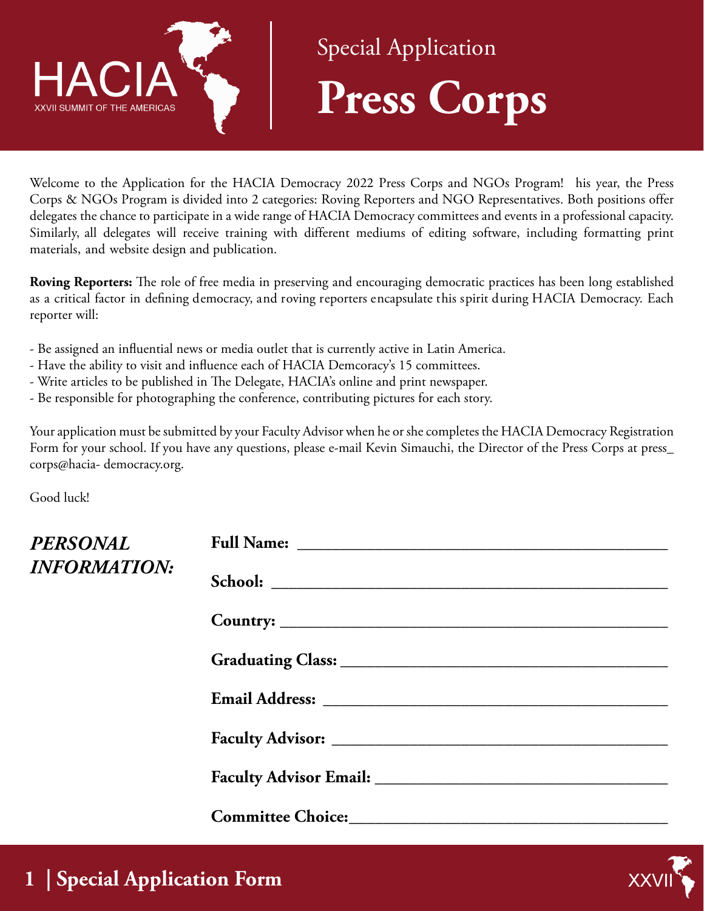HACIA
XXVII SUMMIT OF THE AMERICAS

# Special Application
# Press Corps

Welcome to the Application for the HACIA Democracy 2022 Press Corps and NGOs Program! his year, the Press Corps & NGOs Program is divided into 2 categories: Roving Reporters and NGO Representatives. Both positions offer delegates the chance to participate in a wide range of HACIA Democracy committees and events in a professional capacity. Similarly, all delegates will receive training with different mediums of editing software, including formatting print materials, and website design and publication.

**Roving Reporters:** The role of free media in preserving and encouraging democratic practices has been long established as a critical factor in defining democracy, and roving reporters encapsulate this spirit during HACIA Democracy. Each reporter will:

- Be assigned an influential news or media outlet that is currently active in Latin America.
- Have the ability to visit and influence each of HACIA Demcoracy's 15 committees.
- Write articles to be published in The Delegate, HACIA's online and print newspaper.
- Be responsible for photographing the conference, contributing pictures for each story.

Your application must be submitted by your Faculty Advisor when he or she completes the HACIA Democracy Registration Form for your school. If you have any questions, please e-mail Kevin Simauchi, the Director of the Press Corps at press_corps@hacia- democracy.org.

Good luck!

***PERSONAL INFORMATION:***

**Full Name:** ______________________________

**School:** ______________________________

**Country:** ______________________________

**Graduating Class:** ______________________________

**Email Address:** ______________________________

**Faculty Advisor:** ______________________________

**Faculty Advisor Email:** ______________________________

**Committee Choice:** ______________________________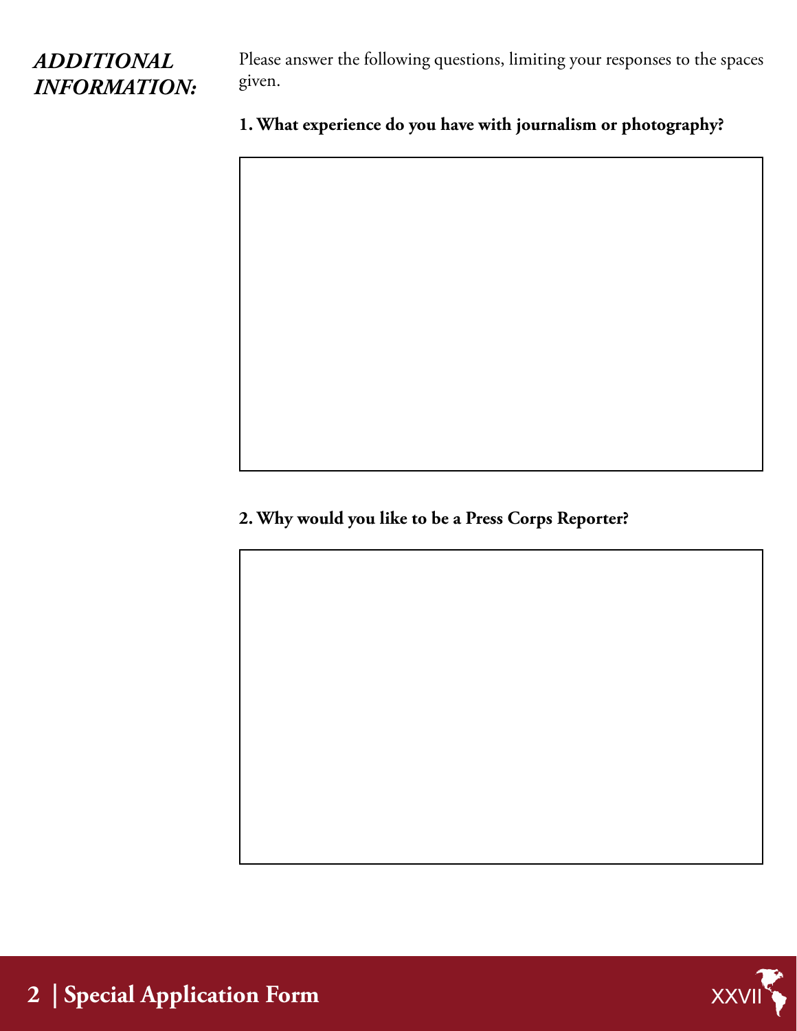## *ADDITIONAL INFORMATION:*

Please answer the following questions, limiting your responses to the spaces given.

**1. What experience do you have with journalism or photography?**

**2. Why would you like to be a Press Corps Reporter?**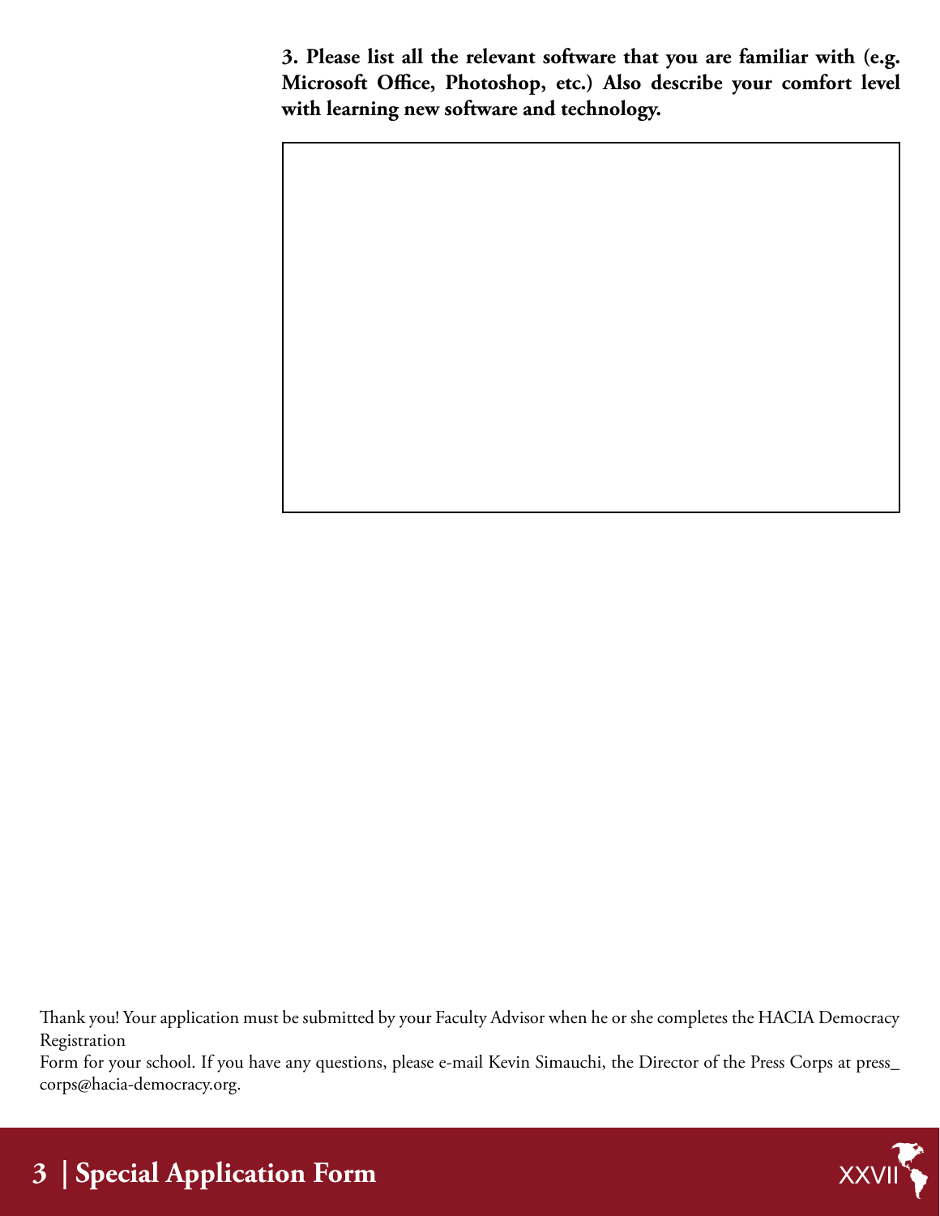**3. Please list all the relevant software that you are familiar with (e.g. Microsoft Office, Photoshop, etc.) Also describe your comfort level with learning new software and technology.**

Thank you! Your application must be submitted by your Faculty Advisor when he or she completes the HACIA Democracy Registration

Form for your school. If you have any questions, please e-mail Kevin Simauchi, the Director of the Press Corps at press_corps@hacia-democracy.org.